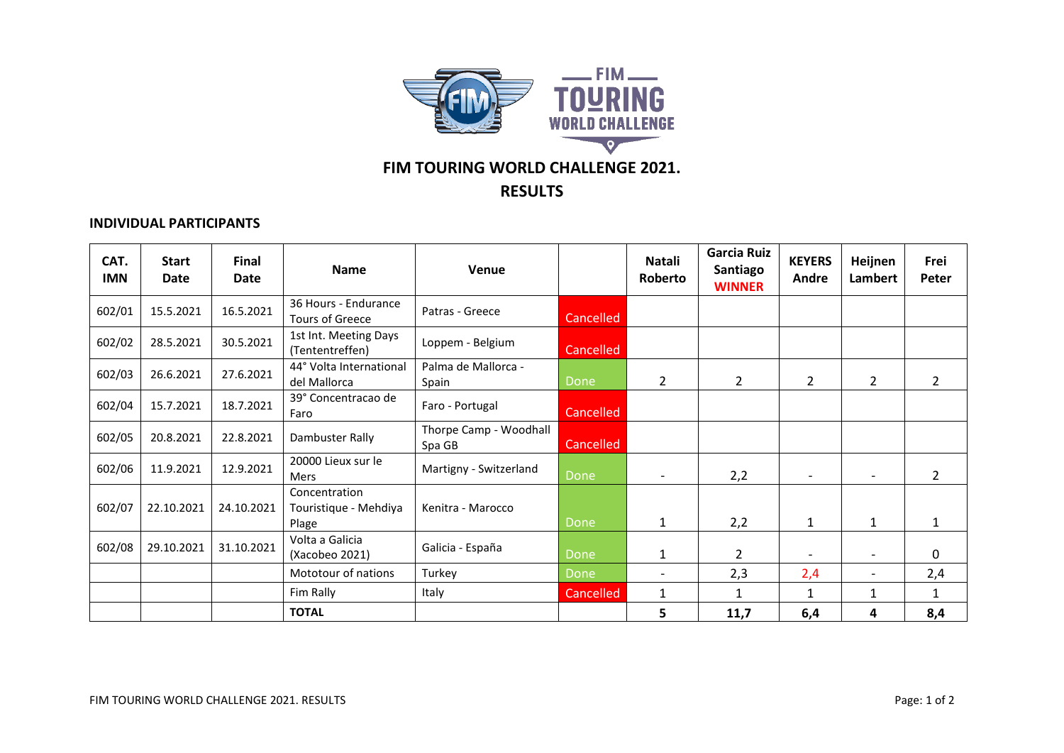# FIM TOURING WORLD CHALLENGE 2021.

## RESULTS

### INDIVIDUAL PARTICIPANTS

| CAT. IMN | Start Date | Final Date | Name | Venue | | Natali Roberto | Garcia Ruiz Santiago WINNER | KEYERS Andre | Heijnen Lambert | Frei Peter |
|---|---|---|---|---|---|---|---|---|---|---|
| 602/01 | 15.5.2021 | 16.5.2021 | 36 Hours - Endurance Tours of Greece | Patras - Greece | Cancelled | | | | | |
| 602/02 | 28.5.2021 | 30.5.2021 | 1st Int. Meeting Days (Tententreffen) | Loppem - Belgium | Cancelled | | | | | |
| 602/03 | 26.6.2021 | 27.6.2021 | 44° Volta International del Mallorca | Palma de Mallorca - Spain | Done | 2 | 2 | 2 | 2 | 2 |
| 602/04 | 15.7.2021 | 18.7.2021 | 39° Concentracao de Faro | Faro - Portugal | Cancelled | | | | | |
| 602/05 | 20.8.2021 | 22.8.2021 | Dambuster Rally | Thorpe Camp - Woodhall Spa GB | Cancelled | | | | | |
| 602/06 | 11.9.2021 | 12.9.2021 | 20000 Lieux sur le Mers | Martigny - Switzerland | Done | - | 2,2 | - | - | 2 |
| 602/07 | 22.10.2021 | 24.10.2021 | Concentration Touristique - Mehdiya Plage | Kenitra - Marocco | Done | 1 | 2,2 | 1 | 1 | 1 |
| 602/08 | 29.10.2021 | 31.10.2021 | Volta a Galicia (Xacobeo 2021) | Galicia - España | Done | 1 | 2 | - | - | 0 |
| | | | Mototour of nations | Turkey | Done | - | 2,3 | 2,4 | - | 2,4 |
| | | | Fim Rally | Italy | Cancelled | 1 | 1 | 1 | 1 | 1 |
| | | | **TOTAL** | | | **5** | **11,7** | **6,4** | **4** | **8,4** |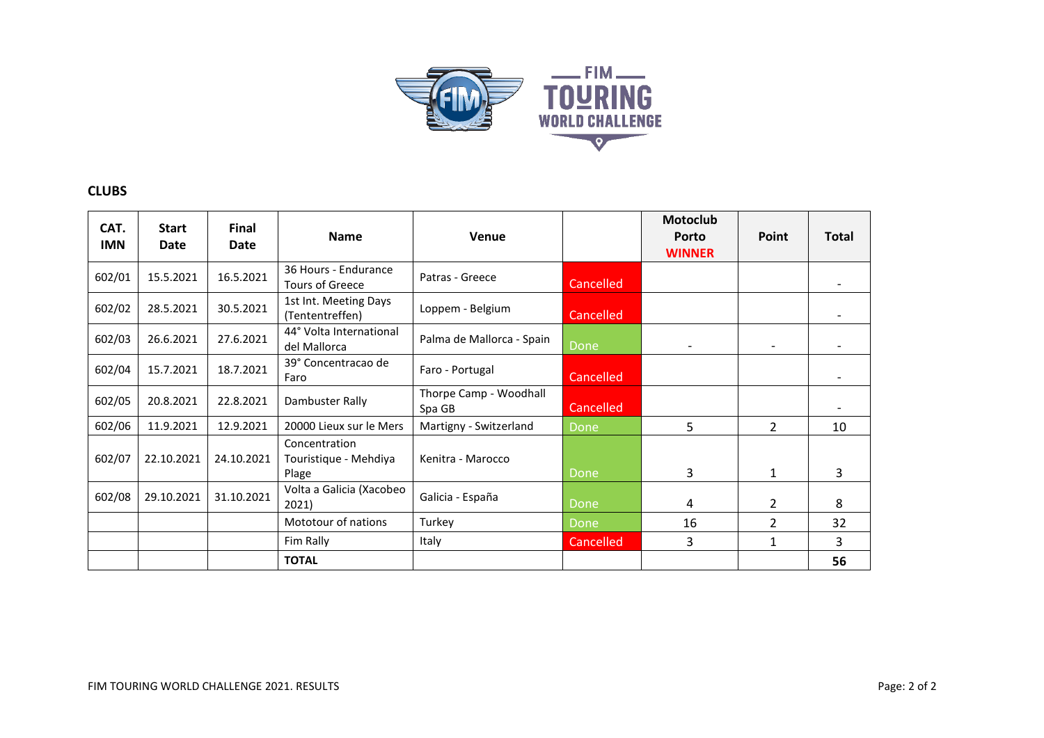FIM TOURING WORLD CHALLENGE

## CLUBS

| CAT. IMN | Start Date | Final Date | Name | Venue | | Motoclub Porto WINNER | Point | Total |
|---|---|---|---|---|---|---|---|---|
| 602/01 | 15.5.2021 | 16.5.2021 | 36 Hours - Endurance Tours of Greece | Patras - Greece | Cancelled | | | - |
| 602/02 | 28.5.2021 | 30.5.2021 | 1st Int. Meeting Days (Tententreffen) | Loppem - Belgium | Cancelled | | | - |
| 602/03 | 26.6.2021 | 27.6.2021 | 44° Volta International del Mallorca | Palma de Mallorca - Spain | Done | - | - | - |
| 602/04 | 15.7.2021 | 18.7.2021 | 39° Concentracao de Faro | Faro - Portugal | Cancelled | | | - |
| 602/05 | 20.8.2021 | 22.8.2021 | Dambuster Rally | Thorpe Camp - Woodhall Spa GB | Cancelled | | | - |
| 602/06 | 11.9.2021 | 12.9.2021 | 20000 Lieux sur le Mers | Martigny - Switzerland | Done | 5 | 2 | 10 |
| 602/07 | 22.10.2021 | 24.10.2021 | Concentration Touristique - Mehdiya Plage | Kenitra - Marocco | Done | 3 | 1 | 3 |
| 602/08 | 29.10.2021 | 31.10.2021 | Volta a Galicia (Xacobeo 2021) | Galicia - España | Done | 4 | 2 | 8 |
| | | | Mototour of nations | Turkey | Done | 16 | 2 | 32 |
| | | | Fim Rally | Italy | Cancelled | 3 | 1 | 3 |
| | | | **TOTAL** | | | | | **56** |

FIM TOURING WORLD CHALLENGE 2021. RESULTS